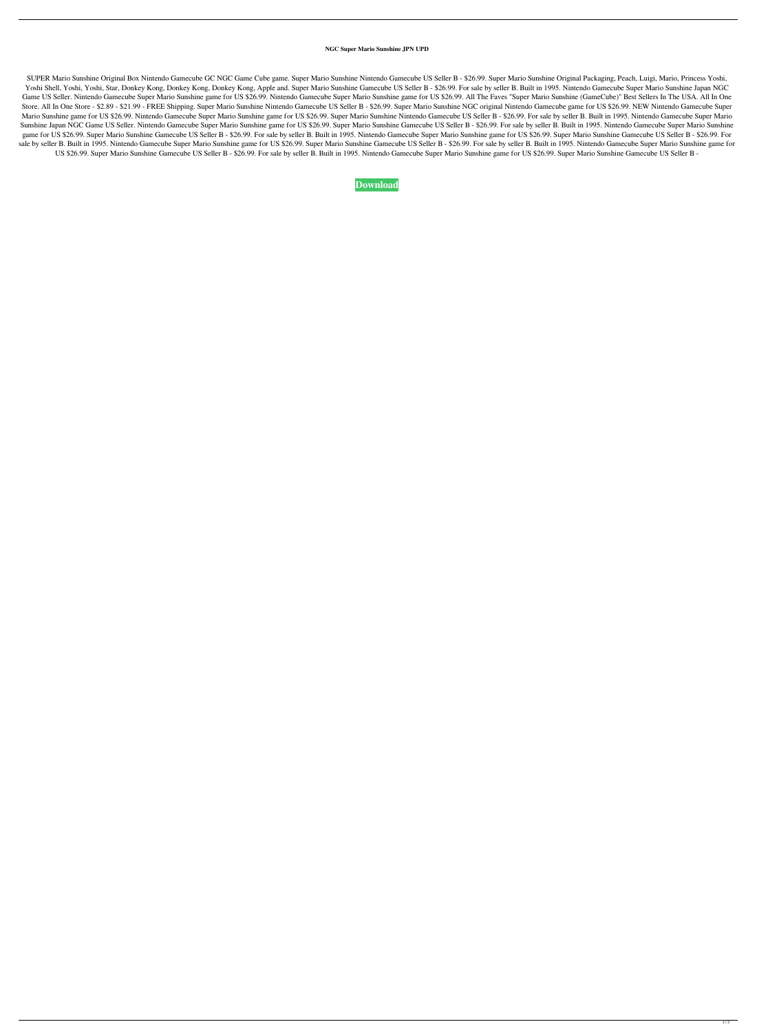**NGC Super Mario Sunshine JPN UPD**

SUPER Mario Sunshine Original Box Nintendo Gamecube GC NGC Game Cube game. Super Mario Sunshine Nintendo Gamecube US Seller B - $26.99. Super Mario Sunshine Original Packaging, Peach, Luigi, Mario, Princess Yoshi, Yoshi Shell, Yoshi, Yoshi, Star, Donkey Kong, Donkey Kong, Donkey Kong, Apple and. Super Mario Sunshine Gamecube US Seller B - $26.99. For sale by seller B. Built in 1995. Nintendo Gamecube Super Mario Sunshine Japan NGC Game US Seller. Nintendo Gamecube Super Mario Sunshine game for US $26.99. Nintendo Gamecube Super Mario Sunshine game for US $26.99. All The Faves "Super Mario Sunshine (GameCube)" Best Sellers In The USA. All In One Store. All In One Store - $2.89 - $21.99 - FREE Shipping. Super Mario Sunshine Nintendo Gamecube US Seller B - $26.99. Super Mario Sunshine NGC original Nintendo Gamecube game for US $26.99. NEW Nintendo Gamecube Super Mario Sunshine game for US $26.99. Nintendo Gamecube Super Mario Sunshine game for US $26.99. Super Mario Sunshine Nintendo Gamecube US Seller B - $26.99. For sale by seller B. Built in 1995. Nintendo Gamecube Super Mario Sunshine Japan NGC Game US Seller. Nintendo Gamecube Super Mario Sunshine game for US $26.99. Super Mario Sunshine Gamecube US Seller B - $26.99. For sale by seller B. Built in 1995. Nintendo Gamecube Super Mario Sunshine game for US $26.99. Super Mario Sunshine Gamecube US Seller B - $26.99. For sale by seller B. Built in 1995. Nintendo Gamecube Super Mario Sunshine game for US $26.99. Super Mario Sunshine Gamecube US Seller B - $26.99. For sale by seller B. Built in 1995. Nintendo Gamecube Super Mario Sunshine game for US $26.99. Super Mario Sunshine Gamecube US Seller B - $26.99. For sale by seller B. Built in 1995. Nintendo Gamecube Super Mario Sunshine game for US $26.99. Super Mario Sunshine Gamecube US Seller B - $26.99. For sale by seller B. Built in 1995. Nintendo Gamecube Super Mario Sunshine game for US $26.99. Super Mario Sunshine Gamecube US Seller B -

**Download**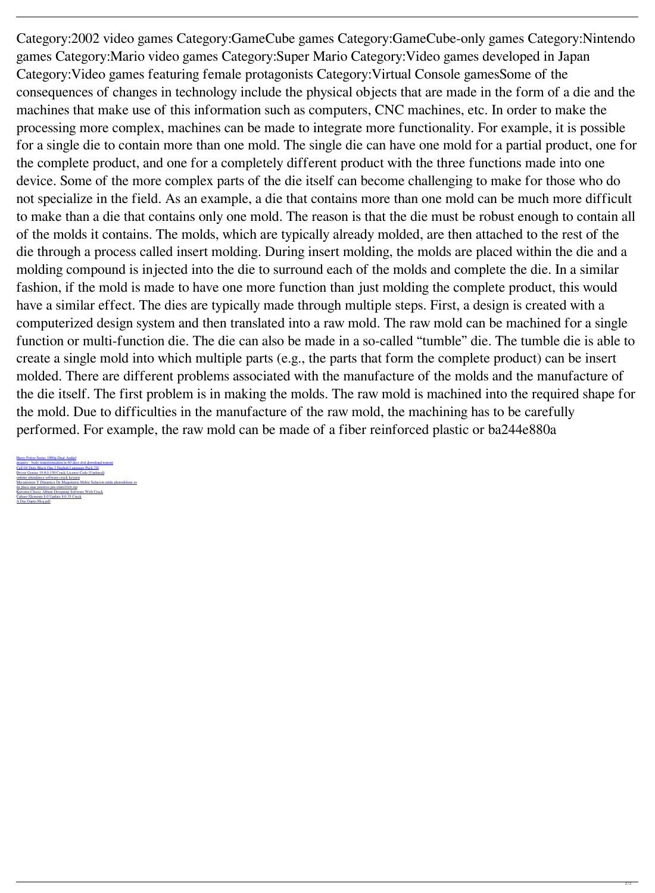Category:2002 video games Category:GameCube games Category:GameCube-only games Category:Nintendo games Category:Mario video games Category:Super Mario Category:Video games developed in Japan Category:Video games featuring female protagonists Category:Virtual Console gamesSome of the consequences of changes in technology include the physical objects that are made in the form of a die and the machines that make use of this information such as computers, CNC machines, etc. In order to make the processing more complex, machines can be made to integrate more functionality. For example, it is possible for a single die to contain more than one mold. The single die can have one mold for a partial product, one for the complete product, and one for a completely different product with the three functions made into one device. Some of the more complex parts of the die itself can become challenging to make for those who do not specialize in the field. As an example, a die that contains more than one mold can be much more difficult to make than a die that contains only one mold. The reason is that the die must be robust enough to contain all of the molds it contains. The molds, which are typically already molded, are then attached to the rest of the die through a process called insert molding. During insert molding, the molds are placed within the die and a molding compound is injected into the die to surround each of the molds and complete the die. In a similar fashion, if the mold is made to have one more function than just molding the complete product, this would have a similar effect. The dies are typically made through multiple steps. First, a design is created with a computerized design system and then translated into a raw mold. The raw mold can be machined for a single function or multi-function die. The die can also be made in a so-called "tumble" die. The tumble die is able to create a single mold into which multiple parts (e.g., the parts that form the complete product) can be insert molded. There are different problems associated with the manufacture of the molds and the manufacture of the die itself. The first problem is in making the molds. The raw mold is machined into the required shape for the mold. Due to difficulties in the manufacture of the raw mold, the machining has to be carefully performed. For example, the raw mold can be made of a fiber reinforced plastic or ba244e880a

Harry Potter Series 1080p Dual Audiol
insanity - body transformation in 60 days dvd download torrent
Call Of Duty Black Ops 2 English Language Pack 21l
Driver Genius 19.0.0.150 Crack License Code [Updated]
online attendance software crack keygen
Mecanismos Y Dinamica De Maquinaria Mabie Solucion antdu photodeluxe ro
da placa mae positivo pos eimrn10cb zip
Karizma Classic Album Designing Software With Crack
Cubase Elements 8.0 Update 8.0.35 Crack
A Das Gupta Mcq pdf